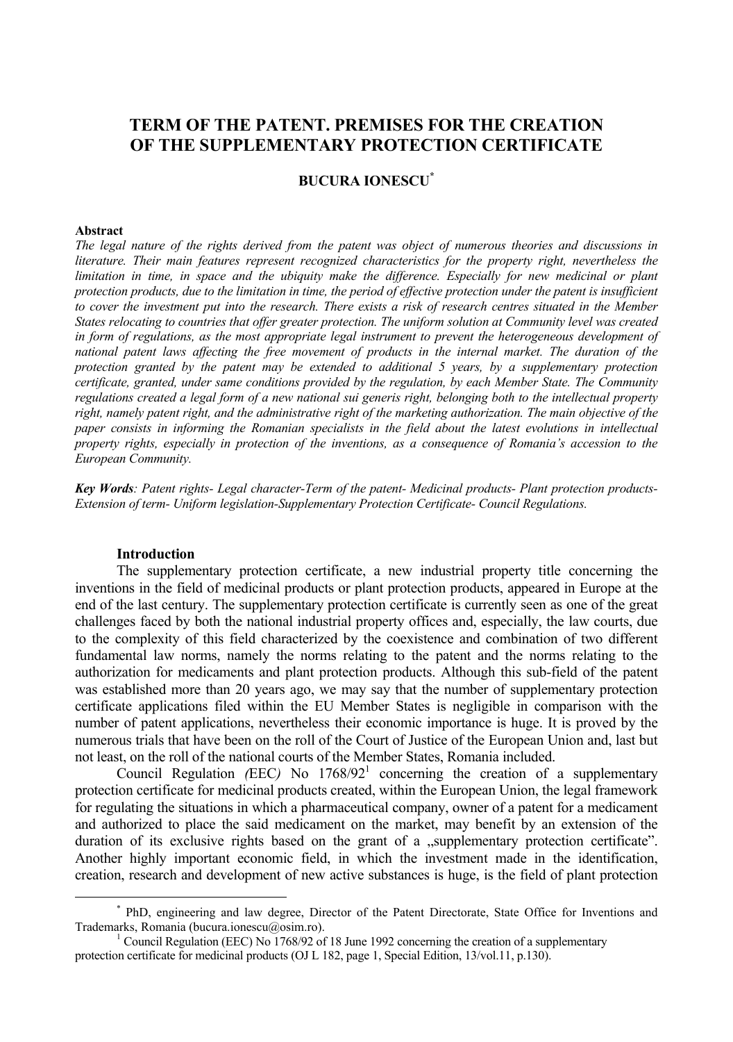# TERM OF THE PATENT. PREMISES FOR THE CREATION OF THE SUPPLEMENTARY PROTECTION CERTIFICATE

**BUCURA IONESCU***

**Abstract**

*The legal nature of the rights derived from the patent was object of numerous theories and discussions in literature. Their main features represent recognized characteristics for the property right, nevertheless the limitation in time, in space and the ubiquity make the difference. Especially for new medicinal or plant protection products, due to the limitation in time, the period of effective protection under the patent is insufficient to cover the investment put into the research. There exists a risk of research centres situated in the Member States relocating to countries that offer greater protection. The uniform solution at Community level was created in form of regulations, as the most appropriate legal instrument to prevent the heterogeneous development of national patent laws affecting the free movement of products in the internal market. The duration of the protection granted by the patent may be extended to additional 5 years, by a supplementary protection certificate, granted, under same conditions provided by the regulation, by each Member State. The Community regulations created a legal form of a new national sui generis right, belonging both to the intellectual property right, namely patent right, and the administrative right of the marketing authorization. The main objective of the paper consists in informing the Romanian specialists in the field about the latest evolutions in intellectual property rights, especially in protection of the inventions, as a consequence of Romania's accession to the European Community.*

***Key Words**: Patent rights- Legal character-Term of the patent- Medicinal products- Plant protection products- Extension of term- Uniform legislation-Supplementary Protection Certificate- Council Regulations.*

## Introduction

The supplementary protection certificate, a new industrial property title concerning the inventions in the field of medicinal products or plant protection products, appeared in Europe at the end of the last century. The supplementary protection certificate is currently seen as one of the great challenges faced by both the national industrial property offices and, especially, the law courts, due to the complexity of this field characterized by the coexistence and combination of two different fundamental law norms, namely the norms relating to the patent and the norms relating to the authorization for medicaments and plant protection products. Although this sub-field of the patent was established more than 20 years ago, we may say that the number of supplementary protection certificate applications filed within the EU Member States is negligible in comparison with the number of patent applications, nevertheless their economic importance is huge. It is proved by the numerous trials that have been on the roll of the Court of Justice of the European Union and, last but not least, on the roll of the national courts of the Member States, Romania included.

Council Regulation *(*EEC*)* No 1768/92[1] concerning the creation of a supplementary protection certificate for medicinal products created, within the European Union, the legal framework for regulating the situations in which a pharmaceutical company, owner of a patent for a medicament and authorized to place the said medicament on the market, may benefit by an extension of the duration of its exclusive rights based on the grant of a „supplementary protection certificate". Another highly important economic field, in which the investment made in the identification, creation, research and development of new active substances is huge, is the field of plant protection

---

\* PhD, engineering and law degree, Director of the Patent Directorate, State Office for Inventions and Trademarks, Romania (bucura.ionescu@osim.ro).

[1] Council Regulation (EEC) No 1768/92 of 18 June 1992 concerning the creation of a supplementary protection certificate for medicinal products (OJ L 182, page 1, Special Edition, 13/vol.11, p.130).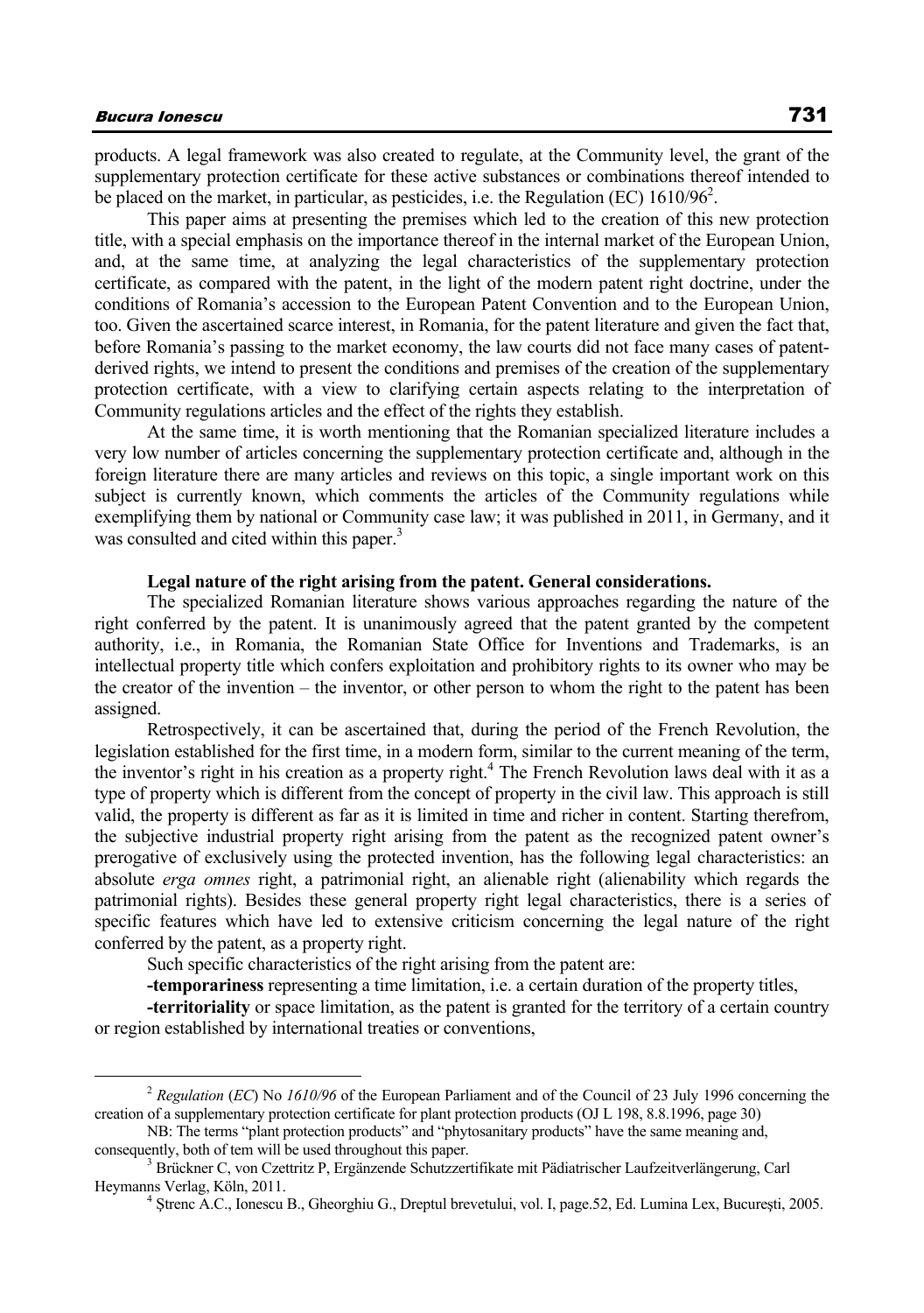products. A legal framework was also created to regulate, at the Community level, the grant of the supplementary protection certificate for these active substances or combinations thereof intended to be placed on the market, in particular, as pesticides, i.e. the Regulation (EC) 1610/96[2].

This paper aims at presenting the premises which led to the creation of this new protection title, with a special emphasis on the importance thereof in the internal market of the European Union, and, at the same time, at analyzing the legal characteristics of the supplementary protection certificate, as compared with the patent, in the light of the modern patent right doctrine, under the conditions of Romania's accession to the European Patent Convention and to the European Union, too. Given the ascertained scarce interest, in Romania, for the patent literature and given the fact that, before Romania's passing to the market economy, the law courts did not face many cases of patent-derived rights, we intend to present the conditions and premises of the creation of the supplementary protection certificate, with a view to clarifying certain aspects relating to the interpretation of Community regulations articles and the effect of the rights they establish.

At the same time, it is worth mentioning that the Romanian specialized literature includes a very low number of articles concerning the supplementary protection certificate and, although in the foreign literature there are many articles and reviews on this topic, a single important work on this subject is currently known, which comments the articles of the Community regulations while exemplifying them by national or Community case law; it was published in 2011, in Germany, and it was consulted and cited within this paper.[3]

**Legal nature of the right arising from the patent. General considerations.**

The specialized Romanian literature shows various approaches regarding the nature of the right conferred by the patent. It is unanimously agreed that the patent granted by the competent authority, i.e., in Romania, the Romanian State Office for Inventions and Trademarks, is an intellectual property title which confers exploitation and prohibitory rights to its owner who may be the creator of the invention – the inventor, or other person to whom the right to the patent has been assigned.

Retrospectively, it can be ascertained that, during the period of the French Revolution, the legislation established for the first time, in a modern form, similar to the current meaning of the term, the inventor's right in his creation as a property right.[4] The French Revolution laws deal with it as a type of property which is different from the concept of property in the civil law. This approach is still valid, the property is different as far as it is limited in time and richer in content. Starting therefrom, the subjective industrial property right arising from the patent as the recognized patent owner's prerogative of exclusively using the protected invention, has the following legal characteristics: an absolute *erga omnes* right, a patrimonial right, an alienable right (alienability which regards the patrimonial rights). Besides these general property right legal characteristics, there is a series of specific features which have led to extensive criticism concerning the legal nature of the right conferred by the patent, as a property right.

Such specific characteristics of the right arising from the patent are:

**-temporariness** representing a time limitation, i.e. a certain duration of the property titles,

**-territoriality** or space limitation, as the patent is granted for the territory of a certain country or region established by international treaties or conventions,

---

[2] *Regulation* (*EC*) No *1610/96* of the European Parliament and of the Council of 23 July 1996 concerning the creation of a supplementary protection certificate for plant protection products (OJ L 198, 8.8.1996, page 30)

NB: The terms "plant protection products" and "phytosanitary products" have the same meaning and, consequently, both of tem will be used throughout this paper.

[3] Brückner C, von Czettritz P, Ergänzende Schutzzertifikate mit Pädiatrischer Laufzeitverlängerung, Carl Heymanns Verlag, Köln, 2011.

[4] Ştrenc A.C., Ionescu B., Gheorghiu G., Dreptul brevetului, vol. I, page.52, Ed. Lumina Lex, Bucureşti, 2005.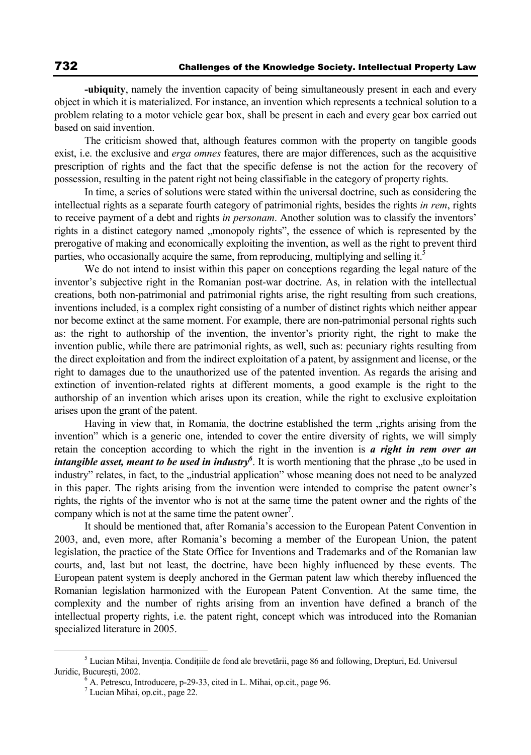**-ubiquity**, namely the invention capacity of being simultaneously present in each and every object in which it is materialized. For instance, an invention which represents a technical solution to a problem relating to a motor vehicle gear box, shall be present in each and every gear box carried out based on said invention.

The criticism showed that, although features common with the property on tangible goods exist, i.e. the exclusive and *erga omnes* features, there are major differences, such as the acquisitive prescription of rights and the fact that the specific defense is not the action for the recovery of possession, resulting in the patent right not being classifiable in the category of property rights.

In time, a series of solutions were stated within the universal doctrine, such as considering the intellectual rights as a separate fourth category of patrimonial rights, besides the rights *in rem*, rights to receive payment of a debt and rights *in personam*. Another solution was to classify the inventors' rights in a distinct category named „monopoly rights", the essence of which is represented by the prerogative of making and economically exploiting the invention, as well as the right to prevent third parties, who occasionally acquire the same, from reproducing, multiplying and selling it.[5]

We do not intend to insist within this paper on conceptions regarding the legal nature of the inventor's subjective right in the Romanian post-war doctrine. As, in relation with the intellectual creations, both non-patrimonial and patrimonial rights arise, the right resulting from such creations, inventions included, is a complex right consisting of a number of distinct rights which neither appear nor become extinct at the same moment. For example, there are non-patrimonial personal rights such as: the right to authorship of the invention, the inventor's priority right, the right to make the invention public, while there are patrimonial rights, as well, such as: pecuniary rights resulting from the direct exploitation and from the indirect exploitation of a patent, by assignment and license, or the right to damages due to the unauthorized use of the patented invention. As regards the arising and extinction of invention-related rights at different moments, a good example is the right to the authorship of an invention which arises upon its creation, while the right to exclusive exploitation arises upon the grant of the patent.

Having in view that, in Romania, the doctrine established the term „rights arising from the invention" which is a generic one, intended to cover the entire diversity of rights, we will simply retain the conception according to which the right in the invention is ***a right in rem over an intangible asset, meant to be used in industry***[6]. It is worth mentioning that the phrase „to be used in industry" relates, in fact, to the „industrial application" whose meaning does not need to be analyzed in this paper. The rights arising from the invention were intended to comprise the patent owner's rights, the rights of the inventor who is not at the same time the patent owner and the rights of the company which is not at the same time the patent owner[7].

It should be mentioned that, after Romania's accession to the European Patent Convention in 2003, and, even more, after Romania's becoming a member of the European Union, the patent legislation, the practice of the State Office for Inventions and Trademarks and of the Romanian law courts, and, last but not least, the doctrine, have been highly influenced by these events. The European patent system is deeply anchored in the German patent law which thereby influenced the Romanian legislation harmonized with the European Patent Convention. At the same time, the complexity and the number of rights arising from an invention have defined a branch of the intellectual property rights, i.e. the patent right, concept which was introduced into the Romanian specialized literature in 2005.

---

[5] Lucian Mihai, Invenția. Condițiile de fond ale brevetării, page 86 and following, Drepturi, Ed. Universul Juridic, București, 2002.

[6] A. Petrescu, Introducere, p-29-33, cited in L. Mihai, op.cit., page 96.

[7] Lucian Mihai, op.cit., page 22.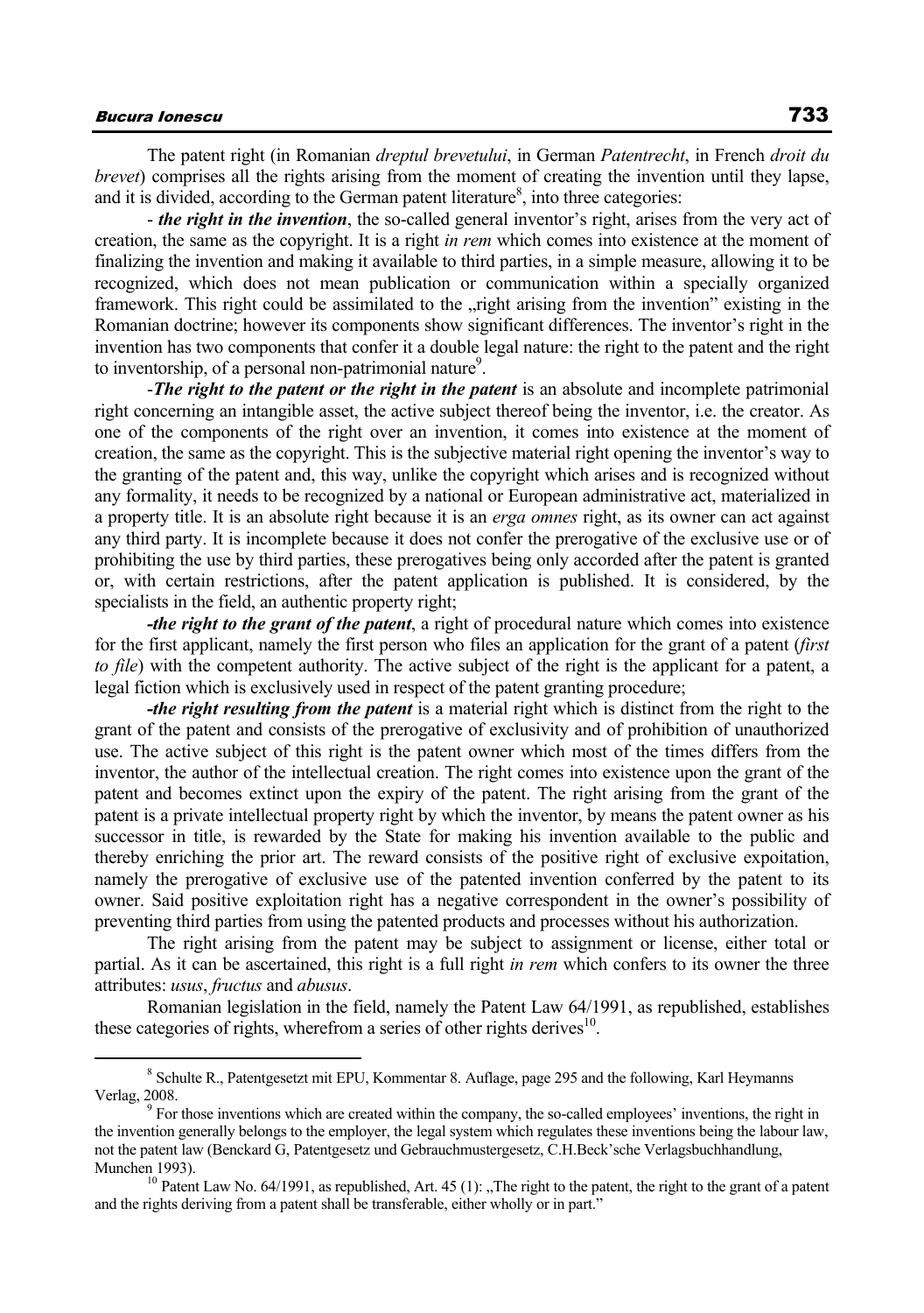The patent right (in Romanian *dreptul brevetului*, in German *Patentrecht*, in French *droit du brevet*) comprises all the rights arising from the moment of creating the invention until they lapse, and it is divided, according to the German patent literature[8], into three categories:

- ***the right in the invention***, the so-called general inventor's right, arises from the very act of creation, the same as the copyright. It is a right *in rem* which comes into existence at the moment of finalizing the invention and making it available to third parties, in a simple measure, allowing it to be recognized, which does not mean publication or communication within a specially organized framework. This right could be assimilated to the „right arising from the invention" existing in the Romanian doctrine; however its components show significant differences. The inventor's right in the invention has two components that confer it a double legal nature: the right to the patent and the right to inventorship, of a personal non-patrimonial nature[9].

-***The right to the patent or the right in the patent*** is an absolute and incomplete patrimonial right concerning an intangible asset, the active subject thereof being the inventor, i.e. the creator. As one of the components of the right over an invention, it comes into existence at the moment of creation, the same as the copyright. This is the subjective material right opening the inventor's way to the granting of the patent and, this way, unlike the copyright which arises and is recognized without any formality, it needs to be recognized by a national or European administrative act, materialized in a property title. It is an absolute right because it is an *erga omnes* right, as its owner can act against any third party. It is incomplete because it does not confer the prerogative of the exclusive use or of prohibiting the use by third parties, these prerogatives being only accorded after the patent is granted or, with certain restrictions, after the patent application is published. It is considered, by the specialists in the field, an authentic property right;

***-the right to the grant of the patent***, a right of procedural nature which comes into existence for the first applicant, namely the first person who files an application for the grant of a patent (*first to file*) with the competent authority. The active subject of the right is the applicant for a patent, a legal fiction which is exclusively used in respect of the patent granting procedure;

***-the right resulting from the patent*** is a material right which is distinct from the right to the grant of the patent and consists of the prerogative of exclusivity and of prohibition of unauthorized use. The active subject of this right is the patent owner which most of the times differs from the inventor, the author of the intellectual creation. The right comes into existence upon the grant of the patent and becomes extinct upon the expiry of the patent. The right arising from the grant of the patent is a private intellectual property right by which the inventor, by means the patent owner as his successor in title, is rewarded by the State for making his invention available to the public and thereby enriching the prior art. The reward consists of the positive right of exclusive expoitation, namely the prerogative of exclusive use of the patented invention conferred by the patent to its owner. Said positive exploitation right has a negative correspondent in the owner's possibility of preventing third parties from using the patented products and processes without his authorization.

The right arising from the patent may be subject to assignment or license, either total or partial. As it can be ascertained, this right is a full right *in rem* which confers to its owner the three attributes: *usus*, *fructus* and *abusus*.

Romanian legislation in the field, namely the Patent Law 64/1991, as republished, establishes these categories of rights, wherefrom a series of other rights derives[10].

---

[8] Schulte R., Patentgesetzt mit EPU, Kommentar 8. Auflage, page 295 and the following, Karl Heymanns Verlag, 2008.

[9] For those inventions which are created within the company, the so-called employees' inventions, the right in the invention generally belongs to the employer, the legal system which regulates these inventions being the labour law, not the patent law (Benckard G, Patentgesetz und Gebrauchmustergesetz, C.H.Beck'sche Verlagsbuchhandlung, Munchen 1993).

[10] Patent Law No. 64/1991, as republished, Art. 45 (1): „The right to the patent, the right to the grant of a patent and the rights deriving from a patent shall be transferable, either wholly or in part."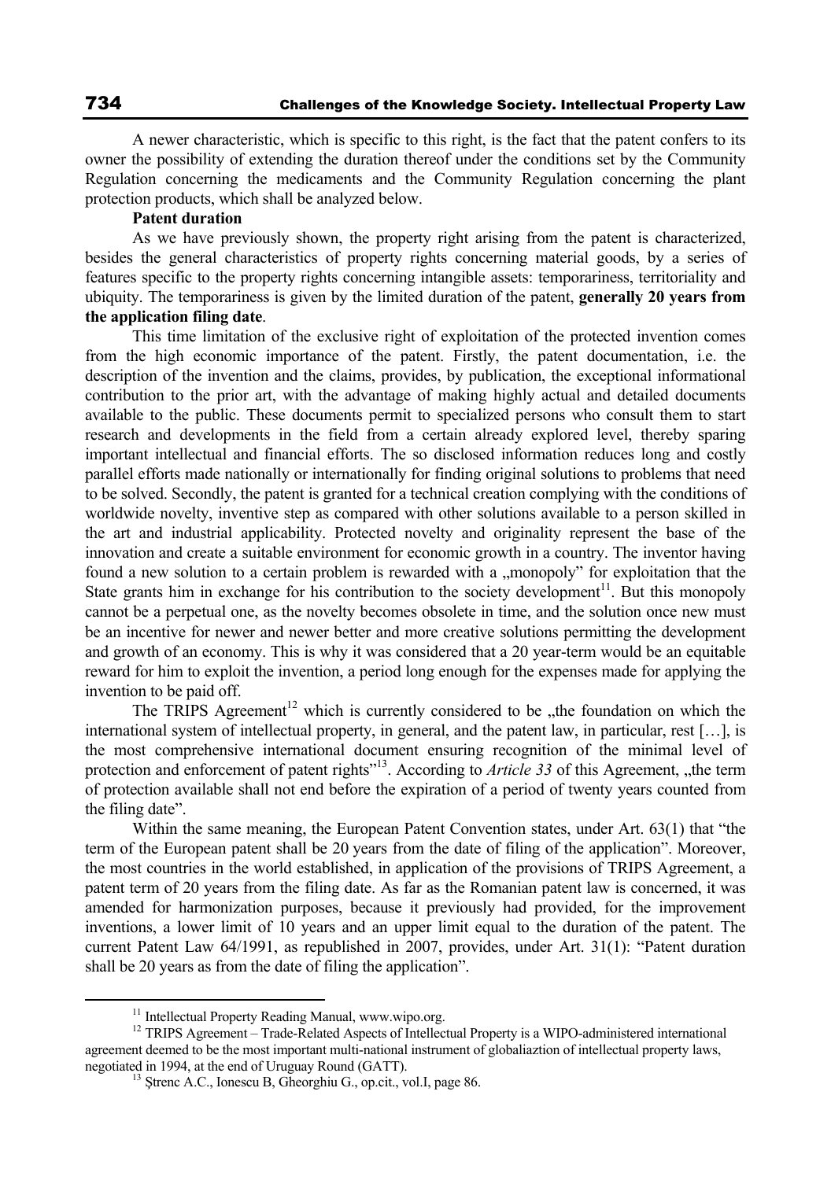A newer characteristic, which is specific to this right, is the fact that the patent confers to its owner the possibility of extending the duration thereof under the conditions set by the Community Regulation concerning the medicaments and the Community Regulation concerning the plant protection products, which shall be analyzed below.

**Patent duration**

As we have previously shown, the property right arising from the patent is characterized, besides the general characteristics of property rights concerning material goods, by a series of features specific to the property rights concerning intangible assets: temporariness, territoriality and ubiquity. The temporariness is given by the limited duration of the patent, **generally 20 years from the application filing date**.

This time limitation of the exclusive right of exploitation of the protected invention comes from the high economic importance of the patent. Firstly, the patent documentation, i.e. the description of the invention and the claims, provides, by publication, the exceptional informational contribution to the prior art, with the advantage of making highly actual and detailed documents available to the public. These documents permit to specialized persons who consult them to start research and developments in the field from a certain already explored level, thereby sparing important intellectual and financial efforts. The so disclosed information reduces long and costly parallel efforts made nationally or internationally for finding original solutions to problems that need to be solved. Secondly, the patent is granted for a technical creation complying with the conditions of worldwide novelty, inventive step as compared with other solutions available to a person skilled in the art and industrial applicability. Protected novelty and originality represent the base of the innovation and create a suitable environment for economic growth in a country. The inventor having found a new solution to a certain problem is rewarded with a „monopoly" for exploitation that the State grants him in exchange for his contribution to the society development[11]. But this monopoly cannot be a perpetual one, as the novelty becomes obsolete in time, and the solution once new must be an incentive for newer and newer better and more creative solutions permitting the development and growth of an economy. This is why it was considered that a 20 year-term would be an equitable reward for him to exploit the invention, a period long enough for the expenses made for applying the invention to be paid off.

The TRIPS Agreement[12] which is currently considered to be „the foundation on which the international system of intellectual property, in general, and the patent law, in particular, rest […], is the most comprehensive international document ensuring recognition of the minimal level of protection and enforcement of patent rights"[13]. According to *Article 33* of this Agreement, „the term of protection available shall not end before the expiration of a period of twenty years counted from the filing date".

Within the same meaning, the European Patent Convention states, under Art. 63(1) that "the term of the European patent shall be 20 years from the date of filing of the application". Moreover, the most countries in the world established, in application of the provisions of TRIPS Agreement, a patent term of 20 years from the filing date. As far as the Romanian patent law is concerned, it was amended for harmonization purposes, because it previously had provided, for the improvement inventions, a lower limit of 10 years and an upper limit equal to the duration of the patent. The current Patent Law 64/1991, as republished in 2007, provides, under Art. 31(1): "Patent duration shall be 20 years as from the date of filing the application".

---

[11] Intellectual Property Reading Manual, www.wipo.org.

[12] TRIPS Agreement – Trade-Related Aspects of Intellectual Property is a WIPO-administered international agreement deemed to be the most important multi-national instrument of globaliaztion of intellectual property laws, negotiated in 1994, at the end of Uruguay Round (GATT).

[13] Ştrenc A.C., Ionescu B, Gheorghiu G., op.cit., vol.I, page 86.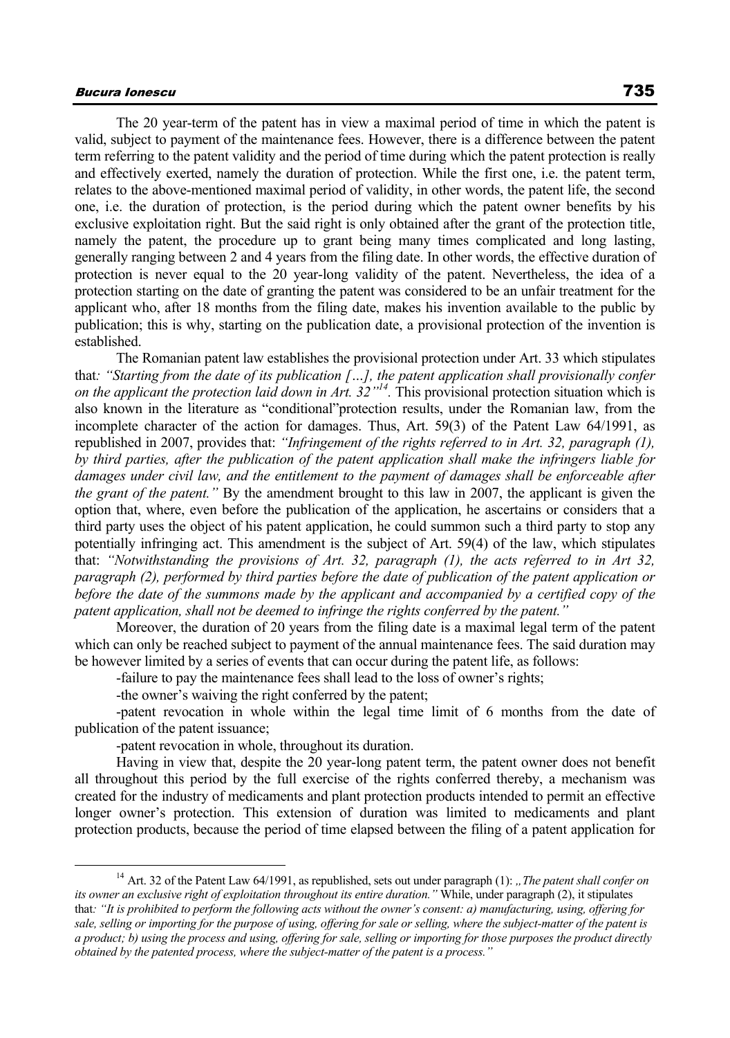The 20 year-term of the patent has in view a maximal period of time in which the patent is valid, subject to payment of the maintenance fees. However, there is a difference between the patent term referring to the patent validity and the period of time during which the patent protection is really and effectively exerted, namely the duration of protection. While the first one, i.e. the patent term, relates to the above-mentioned maximal period of validity, in other words, the patent life, the second one, i.e. the duration of protection, is the period during which the patent owner benefits by his exclusive exploitation right. But the said right is only obtained after the grant of the protection title, namely the patent, the procedure up to grant being many times complicated and long lasting, generally ranging between 2 and 4 years from the filing date. In other words, the effective duration of protection is never equal to the 20 year-long validity of the patent. Nevertheless, the idea of a protection starting on the date of granting the patent was considered to be an unfair treatment for the applicant who, after 18 months from the filing date, makes his invention available to the public by publication; this is why, starting on the publication date, a provisional protection of the invention is established.

The Romanian patent law establishes the provisional protection under Art. 33 which stipulates that*: "Starting from the date of its publication […], the patent application shall provisionally confer on the applicant the protection laid down in Art. 32"*[14]. This provisional protection situation which is also known in the literature as "conditional"protection results, under the Romanian law, from the incomplete character of the action for damages. Thus, Art. 59(3) of the Patent Law 64/1991, as republished in 2007, provides that: *"Infringement of the rights referred to in Art. 32, paragraph (1), by third parties, after the publication of the patent application shall make the infringers liable for damages under civil law, and the entitlement to the payment of damages shall be enforceable after the grant of the patent."* By the amendment brought to this law in 2007, the applicant is given the option that, where, even before the publication of the application, he ascertains or considers that a third party uses the object of his patent application, he could summon such a third party to stop any potentially infringing act. This amendment is the subject of Art. 59(4) of the law, which stipulates that: *"Notwithstanding the provisions of Art. 32, paragraph (1), the acts referred to in Art 32, paragraph (2), performed by third parties before the date of publication of the patent application or before the date of the summons made by the applicant and accompanied by a certified copy of the patent application, shall not be deemed to infringe the rights conferred by the patent."*

Moreover, the duration of 20 years from the filing date is a maximal legal term of the patent which can only be reached subject to payment of the annual maintenance fees. The said duration may be however limited by a series of events that can occur during the patent life, as follows:

-failure to pay the maintenance fees shall lead to the loss of owner's rights;

-the owner's waiving the right conferred by the patent;

-patent revocation in whole within the legal time limit of 6 months from the date of publication of the patent issuance;

-patent revocation in whole, throughout its duration.

Having in view that, despite the 20 year-long patent term, the patent owner does not benefit all throughout this period by the full exercise of the rights conferred thereby, a mechanism was created for the industry of medicaments and plant protection products intended to permit an effective longer owner's protection. This extension of duration was limited to medicaments and plant protection products, because the period of time elapsed between the filing of a patent application for

---

[14] Art. 32 of the Patent Law 64/1991, as republished, sets out under paragraph (1): *„The patent shall confer on its owner an exclusive right of exploitation throughout its entire duration."* While, under paragraph (2), it stipulates that*: "It is prohibited to perform the following acts without the owner's consent: a) manufacturing, using, offering for sale, selling or importing for the purpose of using, offering for sale or selling, where the subject-matter of the patent is a product; b) using the process and using, offering for sale, selling or importing for those purposes the product directly obtained by the patented process, where the subject-matter of the patent is a process."*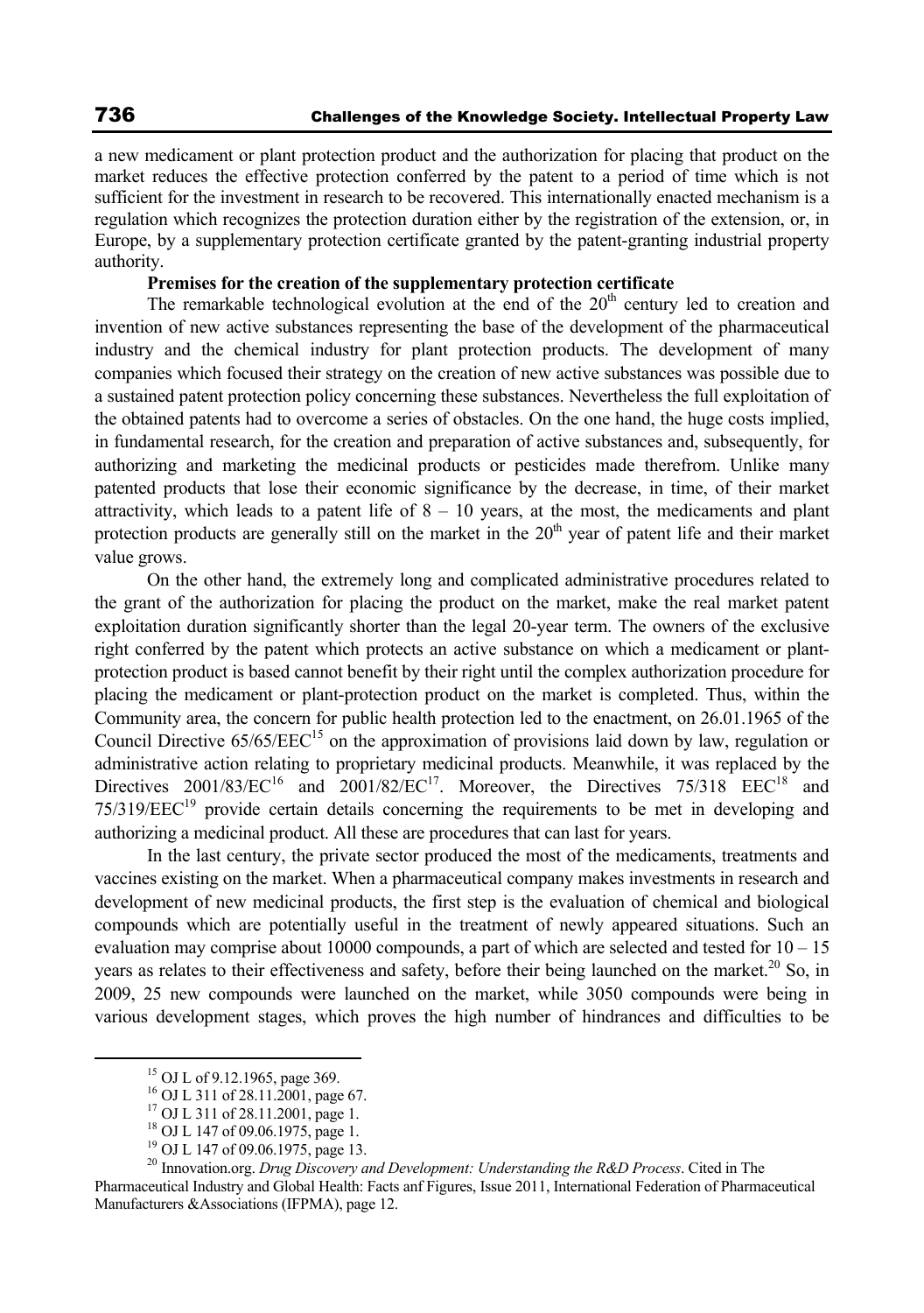a new medicament or plant protection product and the authorization for placing that product on the market reduces the effective protection conferred by the patent to a period of time which is not sufficient for the investment in research to be recovered. This internationally enacted mechanism is a regulation which recognizes the protection duration either by the registration of the extension, or, in Europe, by a supplementary protection certificate granted by the patent-granting industrial property authority.

**Premises for the creation of the supplementary protection certificate**

The remarkable technological evolution at the end of the 20th century led to creation and invention of new active substances representing the base of the development of the pharmaceutical industry and the chemical industry for plant protection products. The development of many companies which focused their strategy on the creation of new active substances was possible due to a sustained patent protection policy concerning these substances. Nevertheless the full exploitation of the obtained patents had to overcome a series of obstacles. On the one hand, the huge costs implied, in fundamental research, for the creation and preparation of active substances and, subsequently, for authorizing and marketing the medicinal products or pesticides made therefrom. Unlike many patented products that lose their economic significance by the decrease, in time, of their market attractivity, which leads to a patent life of 8 – 10 years, at the most, the medicaments and plant protection products are generally still on the market in the 20th year of patent life and their market value grows.

On the other hand, the extremely long and complicated administrative procedures related to the grant of the authorization for placing the product on the market, make the real market patent exploitation duration significantly shorter than the legal 20-year term. The owners of the exclusive right conferred by the patent which protects an active substance on which a medicament or plant-protection product is based cannot benefit by their right until the complex authorization procedure for placing the medicament or plant-protection product on the market is completed. Thus, within the Community area, the concern for public health protection led to the enactment, on 26.01.1965 of the Council Directive 65/65/EEC[15] on the approximation of provisions laid down by law, regulation or administrative action relating to proprietary medicinal products. Meanwhile, it was replaced by the Directives 2001/83/EC[16] and 2001/82/EC[17]. Moreover, the Directives 75/318 EEC[18] and 75/319/EEC[19] provide certain details concerning the requirements to be met in developing and authorizing a medicinal product. All these are procedures that can last for years.

In the last century, the private sector produced the most of the medicaments, treatments and vaccines existing on the market. When a pharmaceutical company makes investments in research and development of new medicinal products, the first step is the evaluation of chemical and biological compounds which are potentially useful in the treatment of newly appeared situations. Such an evaluation may comprise about 10000 compounds, a part of which are selected and tested for 10 – 15 years as relates to their effectiveness and safety, before their being launched on the market.[20] So, in 2009, 25 new compounds were launched on the market, while 3050 compounds were being in various development stages, which proves the high number of hindrances and difficulties to be

---

[15] OJ L of 9.12.1965, page 369.

[16] OJ L 311 of 28.11.2001, page 67.

[17] OJ L 311 of 28.11.2001, page 1.

[18] OJ L 147 of 09.06.1975, page 1.

[19] OJ L 147 of 09.06.1975, page 13.

[20] Innovation.org. *Drug Discovery and Development: Understanding the R&D Process*. Cited in The Pharmaceutical Industry and Global Health: Facts anf Figures, Issue 2011, International Federation of Pharmaceutical Manufacturers &Associations (IFPMA), page 12.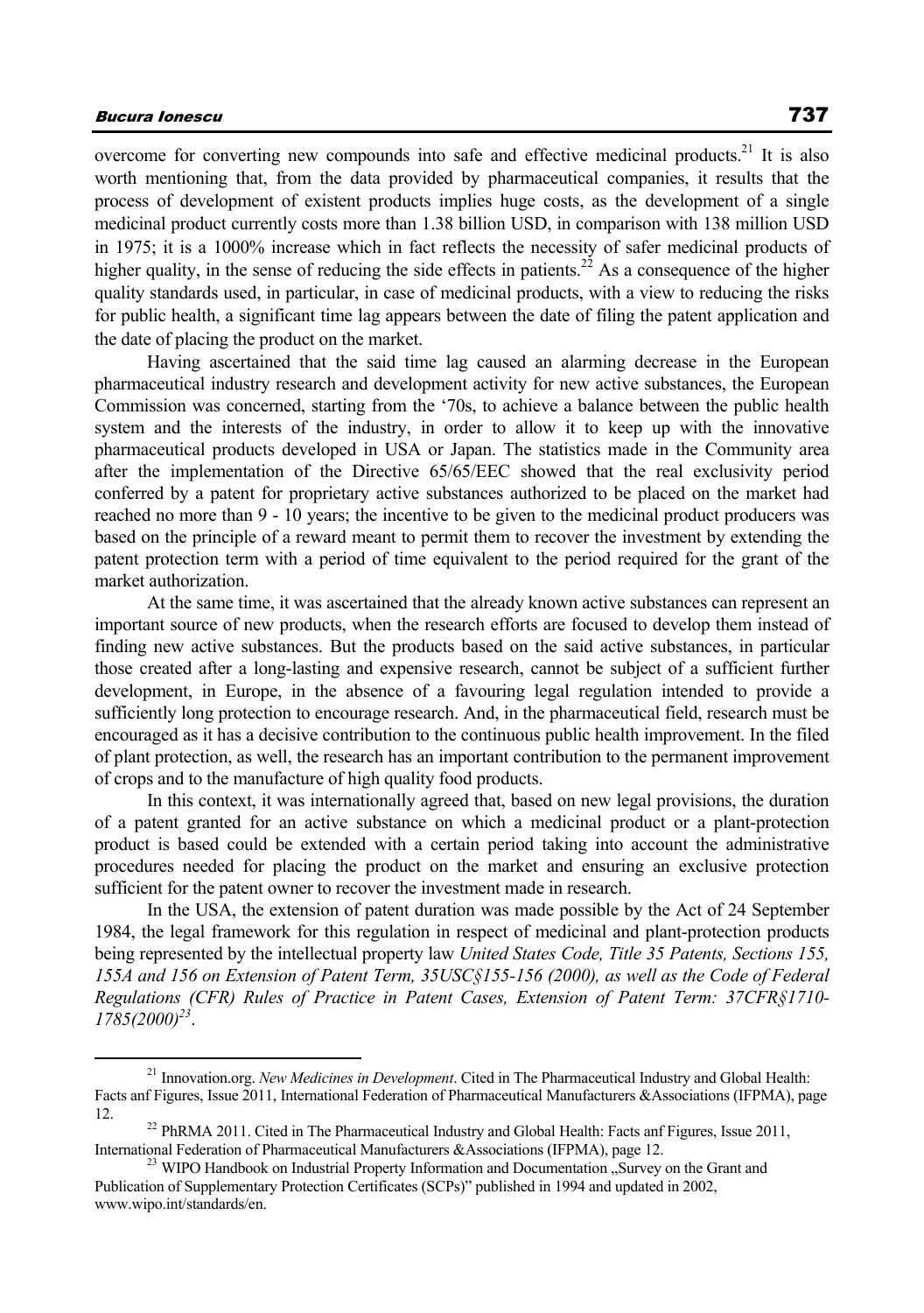overcome for converting new compounds into safe and effective medicinal products.[21] It is also worth mentioning that, from the data provided by pharmaceutical companies, it results that the process of development of existent products implies huge costs, as the development of a single medicinal product currently costs more than 1.38 billion USD, in comparison with 138 million USD in 1975; it is a 1000% increase which in fact reflects the necessity of safer medicinal products of higher quality, in the sense of reducing the side effects in patients.[22] As a consequence of the higher quality standards used, in particular, in case of medicinal products, with a view to reducing the risks for public health, a significant time lag appears between the date of filing the patent application and the date of placing the product on the market.

Having ascertained that the said time lag caused an alarming decrease in the European pharmaceutical industry research and development activity for new active substances, the European Commission was concerned, starting from the '70s, to achieve a balance between the public health system and the interests of the industry, in order to allow it to keep up with the innovative pharmaceutical products developed in USA or Japan. The statistics made in the Community area after the implementation of the Directive 65/65/EEC showed that the real exclusivity period conferred by a patent for proprietary active substances authorized to be placed on the market had reached no more than 9 - 10 years; the incentive to be given to the medicinal product producers was based on the principle of a reward meant to permit them to recover the investment by extending the patent protection term with a period of time equivalent to the period required for the grant of the market authorization.

At the same time, it was ascertained that the already known active substances can represent an important source of new products, when the research efforts are focused to develop them instead of finding new active substances. But the products based on the said active substances, in particular those created after a long-lasting and expensive research, cannot be subject of a sufficient further development, in Europe, in the absence of a favouring legal regulation intended to provide a sufficiently long protection to encourage research. And, in the pharmaceutical field, research must be encouraged as it has a decisive contribution to the continuous public health improvement. In the filed of plant protection, as well, the research has an important contribution to the permanent improvement of crops and to the manufacture of high quality food products.

In this context, it was internationally agreed that, based on new legal provisions, the duration of a patent granted for an active substance on which a medicinal product or a plant-protection product is based could be extended with a certain period taking into account the administrative procedures needed for placing the product on the market and ensuring an exclusive protection sufficient for the patent owner to recover the investment made in research.

In the USA, the extension of patent duration was made possible by the Act of 24 September 1984, the legal framework for this regulation in respect of medicinal and plant-protection products being represented by the intellectual property law *United States Code, Title 35 Patents, Sections 155, 155A and 156 on Extension of Patent Term, 35USC§155-156 (2000), as well as the Code of Federal Regulations (CFR) Rules of Practice in Patent Cases, Extension of Patent Term: 37CFR§1710-1785(2000)*[23].

---

[21] Innovation.org. *New Medicines in Development*. Cited in The Pharmaceutical Industry and Global Health: Facts anf Figures, Issue 2011, International Federation of Pharmaceutical Manufacturers &Associations (IFPMA), page 12.

[22] PhRMA 2011. Cited in The Pharmaceutical Industry and Global Health: Facts anf Figures, Issue 2011, International Federation of Pharmaceutical Manufacturers &Associations (IFPMA), page 12.

[23] WIPO Handbook on Industrial Property Information and Documentation „Survey on the Grant and Publication of Supplementary Protection Certificates (SCPs)" published in 1994 and updated in 2002, www.wipo.int/standards/en.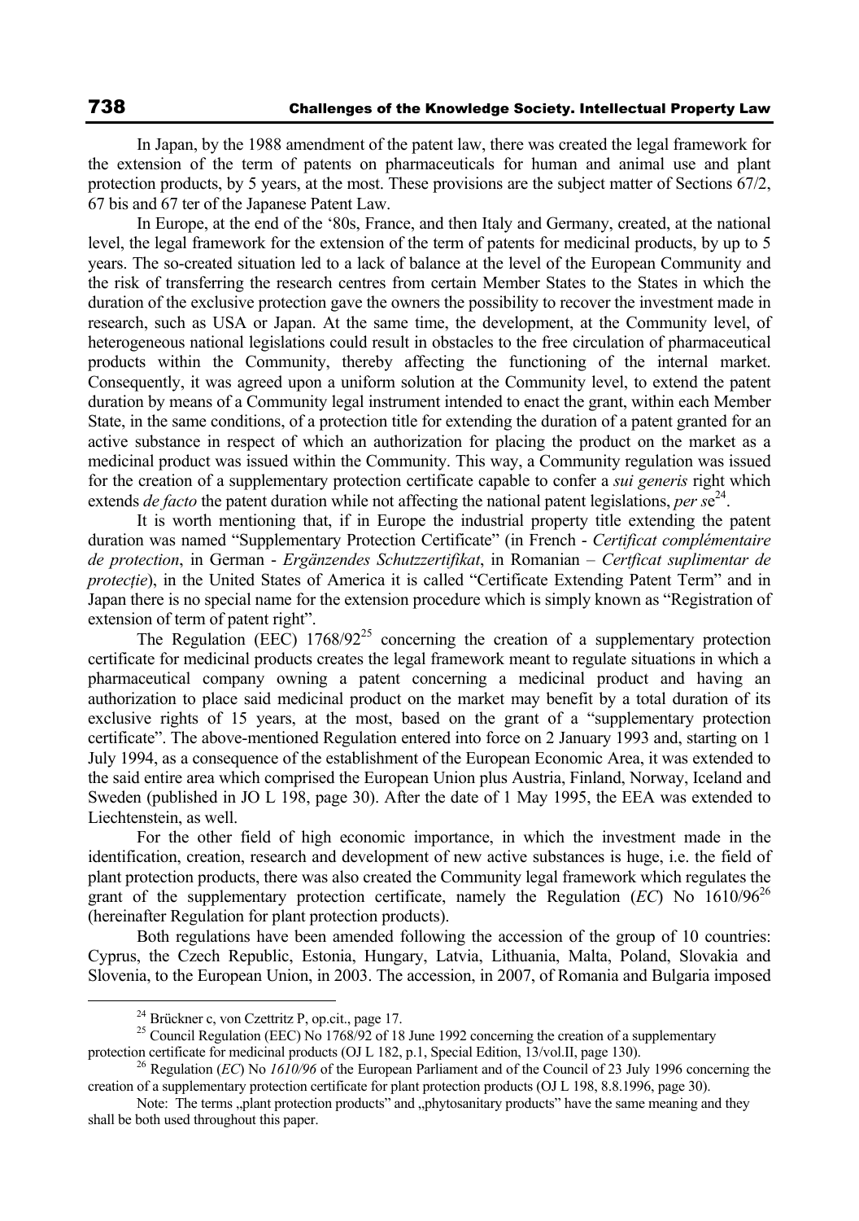In Japan, by the 1988 amendment of the patent law, there was created the legal framework for the extension of the term of patents on pharmaceuticals for human and animal use and plant protection products, by 5 years, at the most. These provisions are the subject matter of Sections 67/2, 67 bis and 67 ter of the Japanese Patent Law.

In Europe, at the end of the '80s, France, and then Italy and Germany, created, at the national level, the legal framework for the extension of the term of patents for medicinal products, by up to 5 years. The so-created situation led to a lack of balance at the level of the European Community and the risk of transferring the research centres from certain Member States to the States in which the duration of the exclusive protection gave the owners the possibility to recover the investment made in research, such as USA or Japan. At the same time, the development, at the Community level, of heterogeneous national legislations could result in obstacles to the free circulation of pharmaceutical products within the Community, thereby affecting the functioning of the internal market. Consequently, it was agreed upon a uniform solution at the Community level, to extend the patent duration by means of a Community legal instrument intended to enact the grant, within each Member State, in the same conditions, of a protection title for extending the duration of a patent granted for an active substance in respect of which an authorization for placing the product on the market as a medicinal product was issued within the Community. This way, a Community regulation was issued for the creation of a supplementary protection certificate capable to confer a *sui generis* right which extends *de facto* the patent duration while not affecting the national patent legislations, *per se*[24].

It is worth mentioning that, if in Europe the industrial property title extending the patent duration was named "Supplementary Protection Certificate" (in French - *Certificat complémentaire de protection*, in German - *Ergänzendes Schutzzertifikat*, in Romanian – *Certficat suplimentar de protecție*), in the United States of America it is called "Certificate Extending Patent Term" and in Japan there is no special name for the extension procedure which is simply known as "Registration of extension of term of patent right".

The Regulation (EEC) 1768/92[25] concerning the creation of a supplementary protection certificate for medicinal products creates the legal framework meant to regulate situations in which a pharmaceutical company owning a patent concerning a medicinal product and having an authorization to place said medicinal product on the market may benefit by a total duration of its exclusive rights of 15 years, at the most, based on the grant of a "supplementary protection certificate". The above-mentioned Regulation entered into force on 2 January 1993 and, starting on 1 July 1994, as a consequence of the establishment of the European Economic Area, it was extended to the said entire area which comprised the European Union plus Austria, Finland, Norway, Iceland and Sweden (published in JO L 198, page 30). After the date of 1 May 1995, the EEA was extended to Liechtenstein, as well.

For the other field of high economic importance, in which the investment made in the identification, creation, research and development of new active substances is huge, i.e. the field of plant protection products, there was also created the Community legal framework which regulates the grant of the supplementary protection certificate, namely the Regulation (*EC*) No 1610/96[26] (hereinafter Regulation for plant protection products).

Both regulations have been amended following the accession of the group of 10 countries: Cyprus, the Czech Republic, Estonia, Hungary, Latvia, Lithuania, Malta, Poland, Slovakia and Slovenia, to the European Union, in 2003. The accession, in 2007, of Romania and Bulgaria imposed

---

[24] Brückner c, von Czettritz P, op.cit., page 17.

[25] Council Regulation (EEC) No 1768/92 of 18 June 1992 concerning the creation of a supplementary protection certificate for medicinal products (OJ L 182, p.1, Special Edition, 13/vol.II, page 130).

[26] Regulation (*EC*) No *1610/96* of the European Parliament and of the Council of 23 July 1996 concerning the creation of a supplementary protection certificate for plant protection products (OJ L 198, 8.8.1996, page 30).

Note: The terms „plant protection products" and „phytosanitary products" have the same meaning and they shall be both used throughout this paper.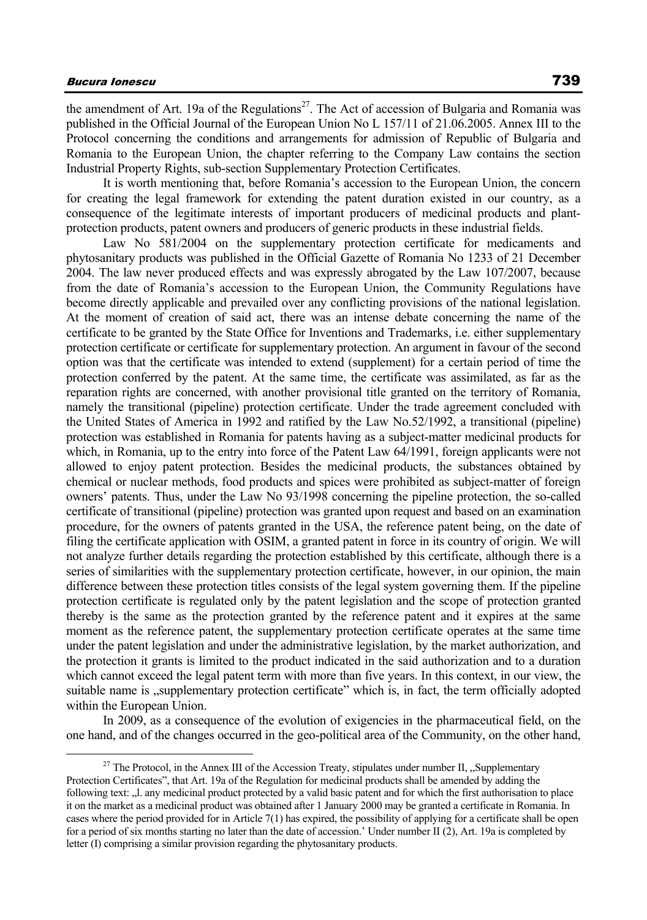the amendment of Art. 19a of the Regulations[27]. The Act of accession of Bulgaria and Romania was published in the Official Journal of the European Union No L 157/11 of 21.06.2005. Annex III to the Protocol concerning the conditions and arrangements for admission of Republic of Bulgaria and Romania to the European Union, the chapter referring to the Company Law contains the section Industrial Property Rights, sub-section Supplementary Protection Certificates.

It is worth mentioning that, before Romania's accession to the European Union, the concern for creating the legal framework for extending the patent duration existed in our country, as a consequence of the legitimate interests of important producers of medicinal products and plant-protection products, patent owners and producers of generic products in these industrial fields.

Law No 581/2004 on the supplementary protection certificate for medicaments and phytosanitary products was published in the Official Gazette of Romania No 1233 of 21 December 2004. The law never produced effects and was expressly abrogated by the Law 107/2007, because from the date of Romania's accession to the European Union, the Community Regulations have become directly applicable and prevailed over any conflicting provisions of the national legislation. At the moment of creation of said act, there was an intense debate concerning the name of the certificate to be granted by the State Office for Inventions and Trademarks, i.e. either supplementary protection certificate or certificate for supplementary protection. An argument in favour of the second option was that the certificate was intended to extend (supplement) for a certain period of time the protection conferred by the patent. At the same time, the certificate was assimilated, as far as the reparation rights are concerned, with another provisional title granted on the territory of Romania, namely the transitional (pipeline) protection certificate. Under the trade agreement concluded with the United States of America in 1992 and ratified by the Law No.52/1992, a transitional (pipeline) protection was established in Romania for patents having as a subject-matter medicinal products for which, in Romania, up to the entry into force of the Patent Law 64/1991, foreign applicants were not allowed to enjoy patent protection. Besides the medicinal products, the substances obtained by chemical or nuclear methods, food products and spices were prohibited as subject-matter of foreign owners' patents. Thus, under the Law No 93/1998 concerning the pipeline protection, the so-called certificate of transitional (pipeline) protection was granted upon request and based on an examination procedure, for the owners of patents granted in the USA, the reference patent being, on the date of filing the certificate application with OSIM, a granted patent in force in its country of origin. We will not analyze further details regarding the protection established by this certificate, although there is a series of similarities with the supplementary protection certificate, however, in our opinion, the main difference between these protection titles consists of the legal system governing them. If the pipeline protection certificate is regulated only by the patent legislation and the scope of protection granted thereby is the same as the protection granted by the reference patent and it expires at the same moment as the reference patent, the supplementary protection certificate operates at the same time under the patent legislation and under the administrative legislation, by the market authorization, and the protection it grants is limited to the product indicated in the said authorization and to a duration which cannot exceed the legal patent term with more than five years. In this context, in our view, the suitable name is „supplementary protection certificate" which is, in fact, the term officially adopted within the European Union.

In 2009, as a consequence of the evolution of exigencies in the pharmaceutical field, on the one hand, and of the changes occurred in the geo-political area of the Community, on the other hand,

---

[27] The Protocol, in the Annex III of the Accession Treaty, stipulates under number II, „Supplementary Protection Certificates", that Art. 19a of the Regulation for medicinal products shall be amended by adding the following text: „l. any medicinal product protected by a valid basic patent and for which the first authorisation to place it on the market as a medicinal product was obtained after 1 January 2000 may be granted a certificate in Romania. In cases where the period provided for in Article 7(1) has expired, the possibility of applying for a certificate shall be open for a period of six months starting no later than the date of accession.' Under number II (2), Art. 19a is completed by letter (I) comprising a similar provision regarding the phytosanitary products.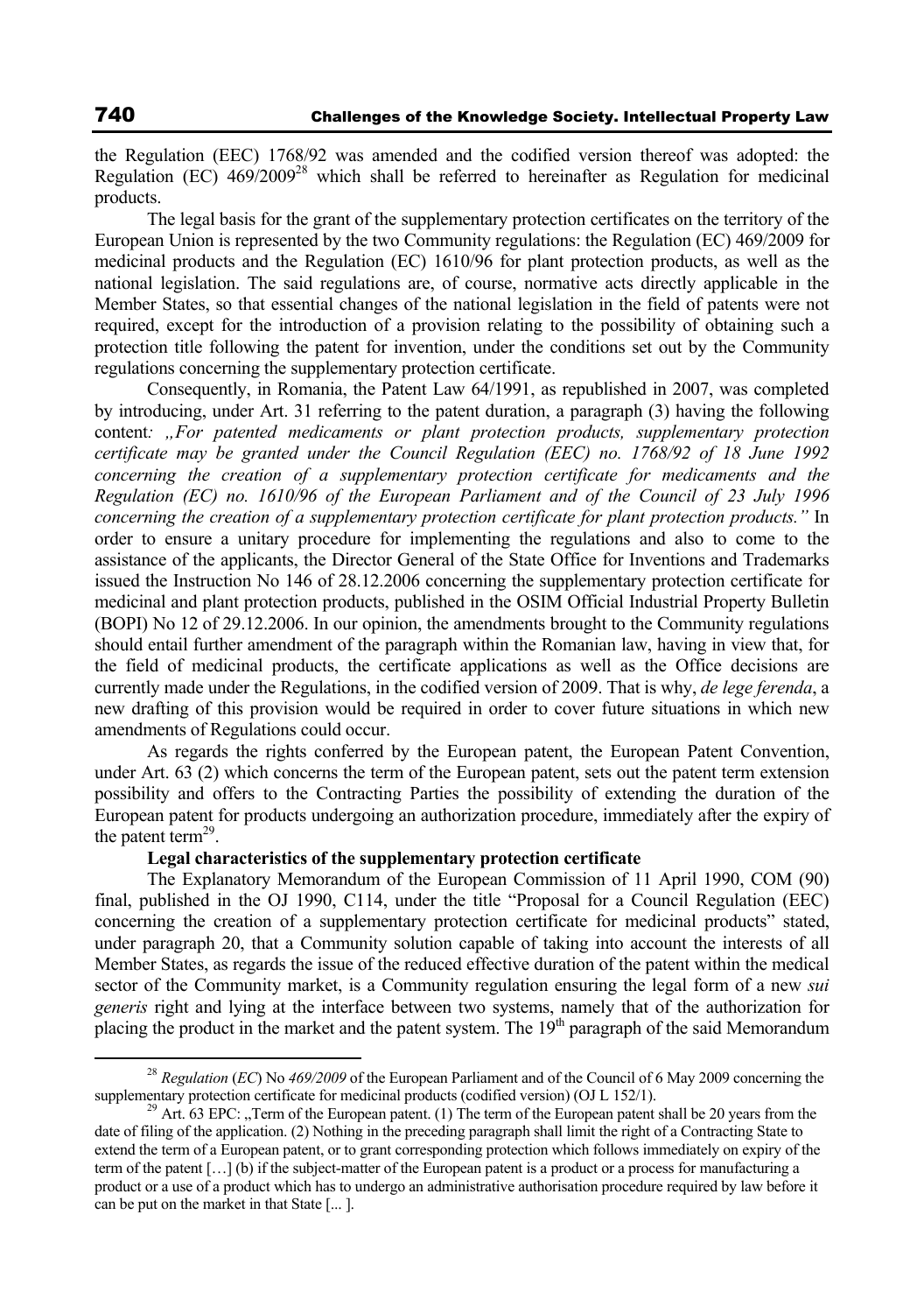the Regulation (EEC) 1768/92 was amended and the codified version thereof was adopted: the Regulation (EC) 469/2009[28] which shall be referred to hereinafter as Regulation for medicinal products.

The legal basis for the grant of the supplementary protection certificates on the territory of the European Union is represented by the two Community regulations: the Regulation (EC) 469/2009 for medicinal products and the Regulation (EC) 1610/96 for plant protection products, as well as the national legislation. The said regulations are, of course, normative acts directly applicable in the Member States, so that essential changes of the national legislation in the field of patents were not required, except for the introduction of a provision relating to the possibility of obtaining such a protection title following the patent for invention, under the conditions set out by the Community regulations concerning the supplementary protection certificate.

Consequently, in Romania, the Patent Law 64/1991, as republished in 2007, was completed by introducing, under Art. 31 referring to the patent duration, a paragraph (3) having the following content*: „For patented medicaments or plant protection products, supplementary protection certificate may be granted under the Council Regulation (EEC) no. 1768/92 of 18 June 1992 concerning the creation of a supplementary protection certificate for medicaments and the Regulation (EC) no. 1610/96 of the European Parliament and of the Council of 23 July 1996 concerning the creation of a supplementary protection certificate for plant protection products."* In order to ensure a unitary procedure for implementing the regulations and also to come to the assistance of the applicants, the Director General of the State Office for Inventions and Trademarks issued the Instruction No 146 of 28.12.2006 concerning the supplementary protection certificate for medicinal and plant protection products, published in the OSIM Official Industrial Property Bulletin (BOPI) No 12 of 29.12.2006. In our opinion, the amendments brought to the Community regulations should entail further amendment of the paragraph within the Romanian law, having in view that, for the field of medicinal products, the certificate applications as well as the Office decisions are currently made under the Regulations, in the codified version of 2009. That is why, *de lege ferenda*, a new drafting of this provision would be required in order to cover future situations in which new amendments of Regulations could occur.

As regards the rights conferred by the European patent, the European Patent Convention, under Art. 63 (2) which concerns the term of the European patent, sets out the patent term extension possibility and offers to the Contracting Parties the possibility of extending the duration of the European patent for products undergoing an authorization procedure, immediately after the expiry of the patent term[29].

**Legal characteristics of the supplementary protection certificate**

The Explanatory Memorandum of the European Commission of 11 April 1990, COM (90) final, published in the OJ 1990, C114, under the title "Proposal for a Council Regulation (EEC) concerning the creation of a supplementary protection certificate for medicinal products" stated, under paragraph 20, that a Community solution capable of taking into account the interests of all Member States, as regards the issue of the reduced effective duration of the patent within the medical sector of the Community market, is a Community regulation ensuring the legal form of a new *sui generis* right and lying at the interface between two systems, namely that of the authorization for placing the product in the market and the patent system. The 19th paragraph of the said Memorandum

---

[28] *Regulation* (*EC*) No *469/2009* of the European Parliament and of the Council of 6 May 2009 concerning the supplementary protection certificate for medicinal products (codified version) (OJ L 152/1).

[29] Art. 63 EPC: „Term of the European patent. (1) The term of the European patent shall be 20 years from the date of filing of the application. (2) Nothing in the preceding paragraph shall limit the right of a Contracting State to extend the term of a European patent, or to grant corresponding protection which follows immediately on expiry of the term of the patent […] (b) if the subject-matter of the European patent is a product or a process for manufacturing a product or a use of a product which has to undergo an administrative authorisation procedure required by law before it can be put on the market in that State [... ].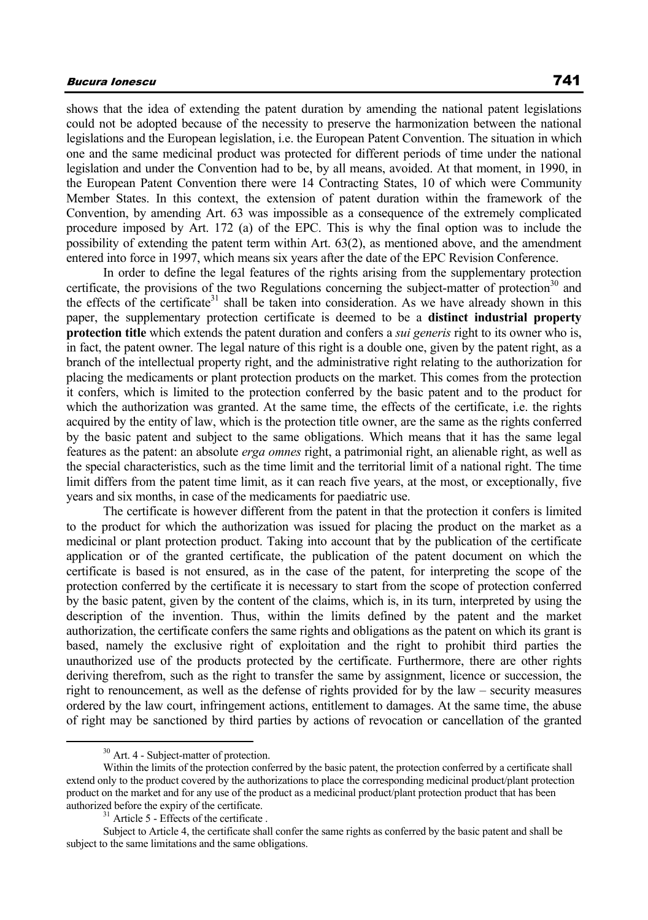shows that the idea of extending the patent duration by amending the national patent legislations could not be adopted because of the necessity to preserve the harmonization between the national legislations and the European legislation, i.e. the European Patent Convention. The situation in which one and the same medicinal product was protected for different periods of time under the national legislation and under the Convention had to be, by all means, avoided. At that moment, in 1990, in the European Patent Convention there were 14 Contracting States, 10 of which were Community Member States. In this context, the extension of patent duration within the framework of the Convention, by amending Art. 63 was impossible as a consequence of the extremely complicated procedure imposed by Art. 172 (a) of the EPC. This is why the final option was to include the possibility of extending the patent term within Art. 63(2), as mentioned above, and the amendment entered into force in 1997, which means six years after the date of the EPC Revision Conference.

In order to define the legal features of the rights arising from the supplementary protection certificate, the provisions of the two Regulations concerning the subject-matter of protection[30] and the effects of the certificate[31] shall be taken into consideration. As we have already shown in this paper, the supplementary protection certificate is deemed to be a **distinct industrial property protection title** which extends the patent duration and confers a *sui generis* right to its owner who is, in fact, the patent owner. The legal nature of this right is a double one, given by the patent right, as a branch of the intellectual property right, and the administrative right relating to the authorization for placing the medicaments or plant protection products on the market. This comes from the protection it confers, which is limited to the protection conferred by the basic patent and to the product for which the authorization was granted. At the same time, the effects of the certificate, i.e. the rights acquired by the entity of law, which is the protection title owner, are the same as the rights conferred by the basic patent and subject to the same obligations. Which means that it has the same legal features as the patent: an absolute *erga omnes* right, a patrimonial right, an alienable right, as well as the special characteristics, such as the time limit and the territorial limit of a national right. The time limit differs from the patent time limit, as it can reach five years, at the most, or exceptionally, five years and six months, in case of the medicaments for paediatric use.

The certificate is however different from the patent in that the protection it confers is limited to the product for which the authorization was issued for placing the product on the market as a medicinal or plant protection product. Taking into account that by the publication of the certificate application or of the granted certificate, the publication of the patent document on which the certificate is based is not ensured, as in the case of the patent, for interpreting the scope of the protection conferred by the certificate it is necessary to start from the scope of protection conferred by the basic patent, given by the content of the claims, which is, in its turn, interpreted by using the description of the invention. Thus, within the limits defined by the patent and the market authorization, the certificate confers the same rights and obligations as the patent on which its grant is based, namely the exclusive right of exploitation and the right to prohibit third parties the unauthorized use of the products protected by the certificate. Furthermore, there are other rights deriving therefrom, such as the right to transfer the same by assignment, licence or succession, the right to renouncement, as well as the defense of rights provided for by the law – security measures ordered by the law court, infringement actions, entitlement to damages. At the same time, the abuse of right may be sanctioned by third parties by actions of revocation or cancellation of the granted

---

[30] Art. 4 - Subject-matter of protection.

Within the limits of the protection conferred by the basic patent, the protection conferred by a certificate shall extend only to the product covered by the authorizations to place the corresponding medicinal product/plant protection product on the market and for any use of the product as a medicinal product/plant protection product that has been authorized before the expiry of the certificate.

[31] Article 5 - Effects of the certificate .

Subject to Article 4, the certificate shall confer the same rights as conferred by the basic patent and shall be subject to the same limitations and the same obligations.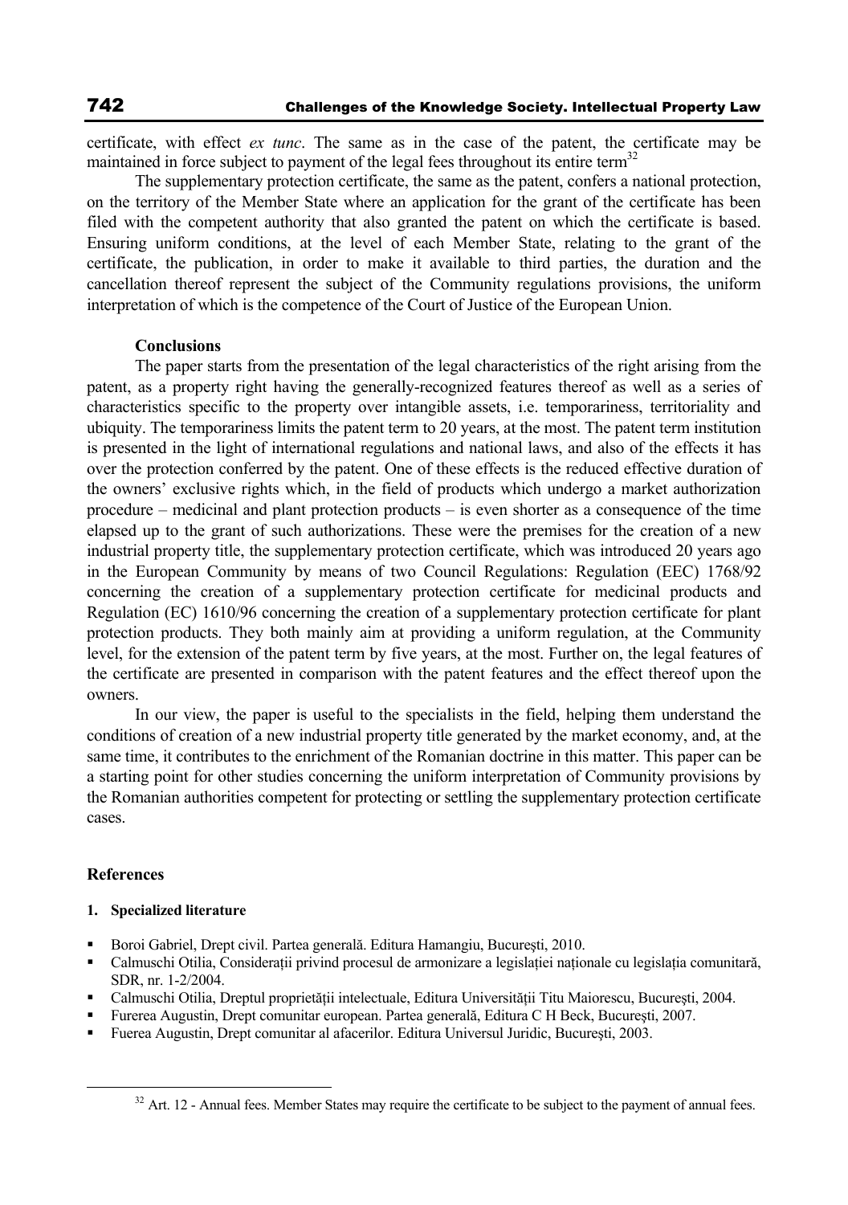certificate, with effect *ex tunc*. The same as in the case of the patent, the certificate may be maintained in force subject to payment of the legal fees throughout its entire term[32]

The supplementary protection certificate, the same as the patent, confers a national protection, on the territory of the Member State where an application for the grant of the certificate has been filed with the competent authority that also granted the patent on which the certificate is based. Ensuring uniform conditions, at the level of each Member State, relating to the grant of the certificate, the publication, in order to make it available to third parties, the duration and the cancellation thereof represent the subject of the Community regulations provisions, the uniform interpretation of which is the competence of the Court of Justice of the European Union.

**Conclusions**

The paper starts from the presentation of the legal characteristics of the right arising from the patent, as a property right having the generally-recognized features thereof as well as a series of characteristics specific to the property over intangible assets, i.e. temporariness, territoriality and ubiquity. The temporariness limits the patent term to 20 years, at the most. The patent term institution is presented in the light of international regulations and national laws, and also of the effects it has over the protection conferred by the patent. One of these effects is the reduced effective duration of the owners' exclusive rights which, in the field of products which undergo a market authorization procedure – medicinal and plant protection products – is even shorter as a consequence of the time elapsed up to the grant of such authorizations. These were the premises for the creation of a new industrial property title, the supplementary protection certificate, which was introduced 20 years ago in the European Community by means of two Council Regulations: Regulation (EEC) 1768/92 concerning the creation of a supplementary protection certificate for medicinal products and Regulation (EC) 1610/96 concerning the creation of a supplementary protection certificate for plant protection products. They both mainly aim at providing a uniform regulation, at the Community level, for the extension of the patent term by five years, at the most. Further on, the legal features of the certificate are presented in comparison with the patent features and the effect thereof upon the owners.

In our view, the paper is useful to the specialists in the field, helping them understand the conditions of creation of a new industrial property title generated by the market economy, and, at the same time, it contributes to the enrichment of the Romanian doctrine in this matter. This paper can be a starting point for other studies concerning the uniform interpretation of Community provisions by the Romanian authorities competent for protecting or settling the supplementary protection certificate cases.

## References

**1. Specialized literature**

- Boroi Gabriel, Drept civil. Partea generală. Editura Hamangiu, Bucureşti, 2010.
- Calmuschi Otilia, Consideraţii privind procesul de armonizare a legislaţiei naţionale cu legislaţia comunitară, SDR, nr. 1-2/2004.
- Calmuschi Otilia, Dreptul proprietăţii intelectuale, Editura Universităţii Titu Maiorescu, Bucureşti, 2004.
- Furerea Augustin, Drept comunitar european. Partea generală, Editura C H Beck, Bucureşti, 2007.
- Fuerea Augustin, Drept comunitar al afacerilor. Editura Universul Juridic, Bucureşti, 2003.

[32] Art. 12 - Annual fees. Member States may require the certificate to be subject to the payment of annual fees.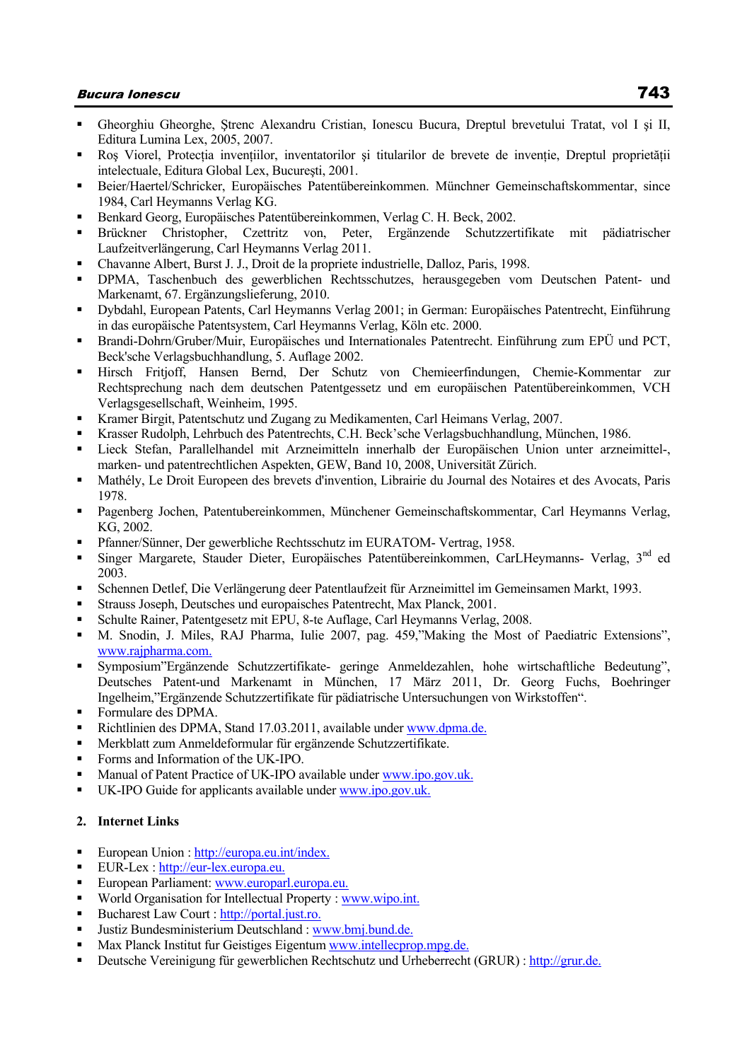- Gheorghiu Gheorghe, Ştrenc Alexandru Cristian, Ionescu Bucura, Dreptul brevetului Tratat, vol I şi II, Editura Lumina Lex, 2005, 2007.
- Roş Viorel, Protecția invențiilor, inventatorilor şi titularilor de brevete de invenție, Dreptul proprietății intelectuale, Editura Global Lex, Bucureşti, 2001.
- Beier/Haertel/Schricker, Europäisches Patentübereinkommen. Münchner Gemeinschaftskommentar, since 1984, Carl Heymanns Verlag KG.
- Benkard Georg, Europäisches Patentübereinkommen, Verlag C. H. Beck, 2002.
- Brückner Christopher, Czettritz von, Peter, Ergänzende Schutzzertifikate mit pädiatrischer Laufzeitverlängerung, Carl Heymanns Verlag 2011.
- Chavanne Albert, Burst J. J., Droit de la propriete industrielle, Dalloz, Paris, 1998.
- DPMA, Taschenbuch des gewerblichen Rechtsschutzes, herausgegeben vom Deutschen Patent- und Markenamt, 67. Ergänzungslieferung, 2010.
- Dybdahl, European Patents, Carl Heymanns Verlag 2001; in German: Europäisches Patentrecht, Einführung in das europäische Patentsystem, Carl Heymanns Verlag, Köln etc. 2000.
- Brandi-Dohrn/Gruber/Muir, Europäisches und Internationales Patentrecht. Einführung zum EPÜ und PCT, Beck'sche Verlagsbuchhandlung, 5. Auflage 2002.
- Hirsch Fritjoff, Hansen Bernd, Der Schutz von Chemieerfindungen, Chemie-Kommentar zur Rechtsprechung nach dem deutschen Patentgessetz und em europäischen Patentübereinkommen, VCH Verlagsgesellschaft, Weinheim, 1995.
- Kramer Birgit, Patentschutz und Zugang zu Medikamenten, Carl Heimans Verlag, 2007.
- Krasser Rudolph, Lehrbuch des Patentrechts, C.H. Beck'sche Verlagsbuchhandlung, München, 1986.
- Lieck Stefan, Parallelhandel mit Arzneimitteln innerhalb der Europäischen Union unter arzneimittel-, marken- und patentrechtlichen Aspekten, GEW, Band 10, 2008, Universität Zürich.
- Mathély, Le Droit Europeen des brevets d'invention, Librairie du Journal des Notaires et des Avocats, Paris 1978.
- Pagenberg Jochen, Patentubereinkommen, Münchener Gemeinschaftskommentar, Carl Heymanns Verlag, KG, 2002.
- Pfanner/Sünner, Der gewerbliche Rechtsschutz im EURATOM- Vertrag, 1958.
- Singer Margarete, Stauder Dieter, Europäisches Patentübereinkommen, CarLHeymanns- Verlag, 3rd ed 2003.
- Schennen Detlef, Die Verlängerung deer Patentlaufzeit für Arzneimittel im Gemeinsamen Markt, 1993.
- Strauss Joseph, Deutsches und europaisches Patentrecht, Max Planck, 2001.
- Schulte Rainer, Patentgesetz mit EPU, 8-te Auflage, Carl Heymanns Verlag, 2008.
- M. Snodin, J. Miles, RAJ Pharma, Iulie 2007, pag. 459,"Making the Most of Paediatric Extensions", www.rajpharma.com.
- Symposium"Ergänzende Schutzzertifikate- geringe Anmeldezahlen, hohe wirtschaftliche Bedeutung", Deutsches Patent-und Markenamt in München, 17 März 2011, Dr. Georg Fuchs, Boehringer Ingelheim,"Ergänzende Schutzzertifikate für pädiatrische Untersuchungen von Wirkstoffen".
- Formulare des DPMA.
- Richtlinien des DPMA, Stand 17.03.2011, available under www.dpma.de.
- Merkblatt zum Anmeldeformular für ergänzende Schutzzertifikate.
- Forms and Information of the UK-IPO.
- Manual of Patent Practice of UK-IPO available under www.ipo.gov.uk.
- UK-IPO Guide for applicants available under www.ipo.gov.uk.

## 2. Internet Links

- European Union : http://europa.eu.int/index.
- EUR-Lex : http://eur-lex.europa.eu.
- European Parliament: www.europarl.europa.eu.
- World Organisation for Intellectual Property : www.wipo.int.
- Bucharest Law Court : http://portal.just.ro.
- Justiz Bundesministerium Deutschland : www.bmj.bund.de.
- Max Planck Institut fur Geistiges Eigentum www.intellecprop.mpg.de.
- Deutsche Vereinigung für gewerblichen Rechtschutz und Urheberrecht (GRUR) : http://grur.de.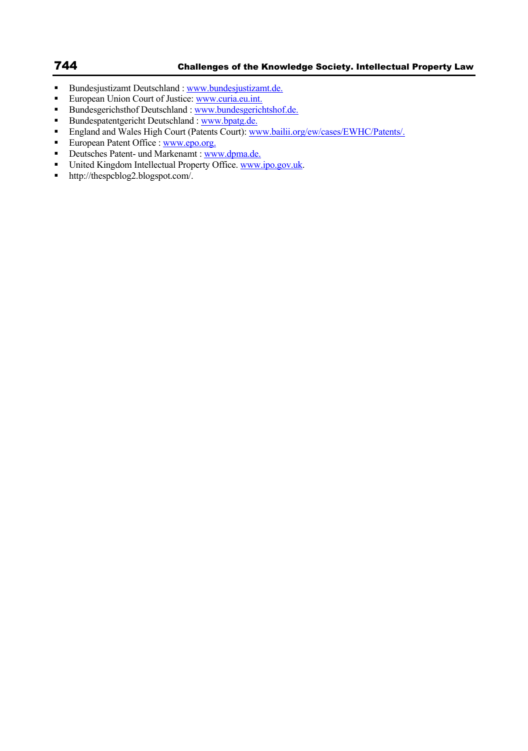- Bundesjustizamt Deutschland : www.bundesjustizamt.de.
- European Union Court of Justice: www.curia.eu.int.
- Bundesgerichsthof Deutschland : www.bundesgerichtshof.de.
- Bundespatentgericht Deutschland : www.bpatg.de.
- England and Wales High Court (Patents Court): www.bailii.org/ew/cases/EWHC/Patents/.
- European Patent Office : www.epo.org.
- Deutsches Patent- und Markenamt : www.dpma.de.
- United Kingdom Intellectual Property Office. www.ipo.gov.uk.
- http://thespcblog2.blogspot.com/.